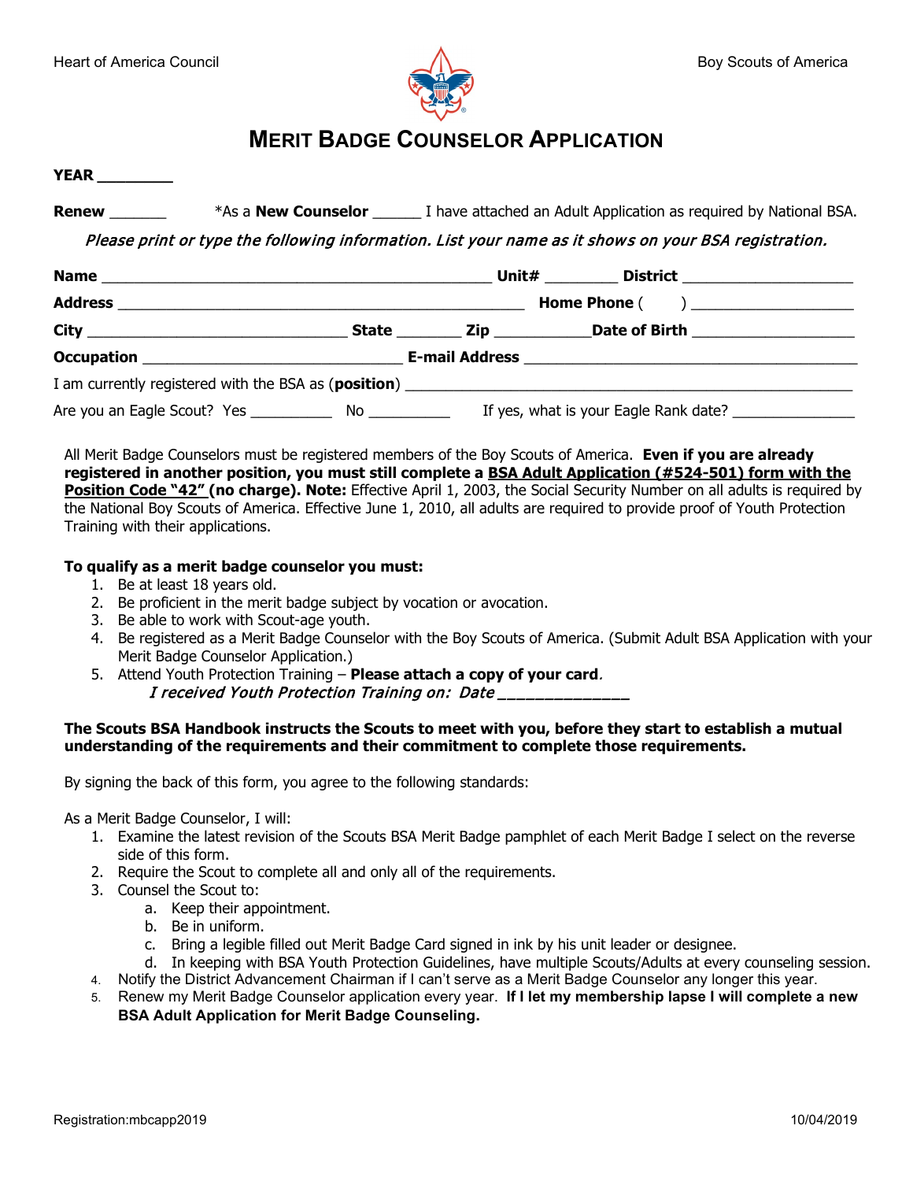Heart of America Council

Boy Scouts of America

# MERIT BADGE COUNSELOR APPLICATION

**YEAR** ________

**Renew** _______ *As a **New Counselor** ______ I have attached an Adult Application as required by National BSA.

*Please print or type the following information. List your name as it shows on your BSA registration.*

**Name** ______________________________________________ **Unit#** ________ **District** ____________________

**Address** _______________________________________________ **Home Phone** (      ) ___________________

**City** ______________________________ **State** _______ **Zip** ___________ **Date of Birth** __________________

**Occupation** ______________________________ **E-mail Address** _______________________________________

I am currently registered with the BSA as (**position**) ____________________________________________________

Are you an Eagle Scout? Yes __________ No __________ If yes, what is your Eagle Rank date? _______________

All Merit Badge Counselors must be registered members of the Boy Scouts of America. **Even if you are already registered in another position, you must still complete a <u>BSA Adult Application (#524-501) form with the Position Code "42"</u> (no charge). Note:** Effective April 1, 2003, the Social Security Number on all adults is required by the National Boy Scouts of America. Effective June 1, 2010, all adults are required to provide proof of Youth Protection Training with their applications.

**To qualify as a merit badge counselor you must:**

1. Be at least 18 years old.
2. Be proficient in the merit badge subject by vocation or avocation.
3. Be able to work with Scout-age youth.
4. Be registered as a Merit Badge Counselor with the Boy Scouts of America. (Submit Adult BSA Application with your Merit Badge Counselor Application.)
5. Attend Youth Protection Training – **Please attach a copy of your card**.
   *I received Youth Protection Training on: Date ______________*

**The Scouts BSA Handbook instructs the Scouts to meet with you, before they start to establish a mutual understanding of the requirements and their commitment to complete those requirements.**

By signing the back of this form, you agree to the following standards:

As a Merit Badge Counselor, I will:

1. Examine the latest revision of the Scouts BSA Merit Badge pamphlet of each Merit Badge I select on the reverse side of this form.
2. Require the Scout to complete all and only all of the requirements.
3. Counsel the Scout to:
   a. Keep their appointment.
   b. Be in uniform.
   c. Bring a legible filled out Merit Badge Card signed in ink by his unit leader or designee.
   d. In keeping with BSA Youth Protection Guidelines, have multiple Scouts/Adults at every counseling session.
4. Notify the District Advancement Chairman if I can't serve as a Merit Badge Counselor any longer this year.
5. Renew my Merit Badge Counselor application every year. **If I let my membership lapse I will complete a new BSA Adult Application for Merit Badge Counseling.**

Registration:mbcapp2019

10/04/2019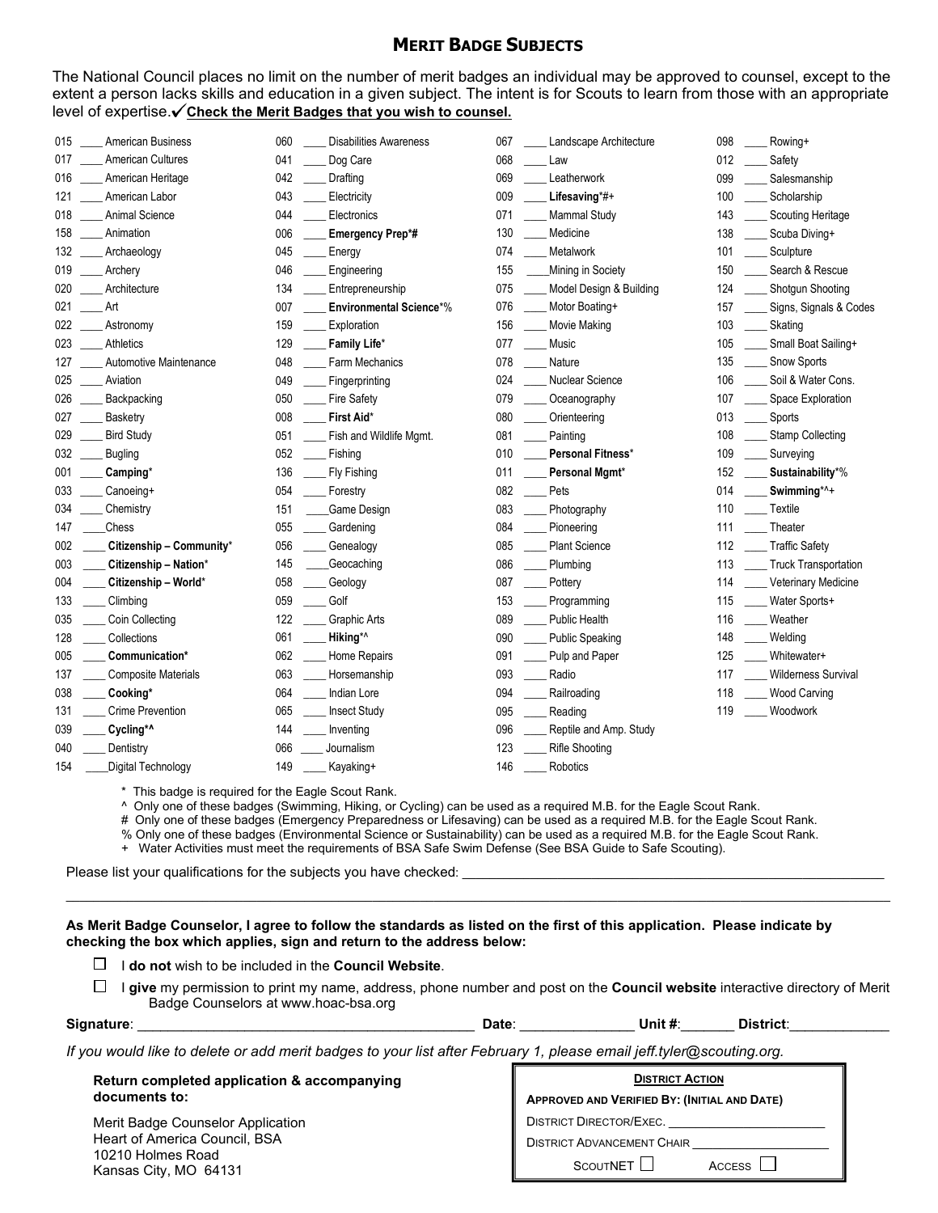## MERIT BADGE SUBJECTS

The National Council places no limit on the number of merit badges an individual may be approved to counsel, except to the extent a person lacks skills and education in a given subject. The intent is for Scouts to learn from those with an appropriate level of expertise. ✓**Check the Merit Badges that you wish to counsel.**

| | | | |
|---|---|---|---|
| 015 ____ American Business | 060 ____ Disabilities Awareness | 067 ____ Landscape Architecture | 098 ____ Rowing+ |
| 017 ____ American Cultures | 041 ____ Dog Care | 068 ____ Law | 012 ____ Safety |
| 016 ____ American Heritage | 042 ____ Drafting | 069 ____ Leatherwork | 099 ____ Salesmanship |
| 121 ____ American Labor | 043 ____ Electricity | 009 ____ **Lifesaving***#+ | 100 ____ Scholarship |
| 018 ____ Animal Science | 044 ____ Electronics | 071 ____ Mammal Study | 143 ____ Scouting Heritage |
| 158 ____ Animation | 006 ____ **Emergency Prep*#** | 130 ____ Medicine | 138 ____ Scuba Diving+ |
| 132 ____ Archaeology | 045 ____ Energy | 074 ____ Metalwork | 101 ____ Sculpture |
| 019 ____ Archery | 046 ____ Engineering | 155 ____ Mining in Society | 150 ____ Search & Rescue |
| 020 ____ Architecture | 134 ____ Entrepreneurship | 075 ____ Model Design & Building | 124 ____ Shotgun Shooting |
| 021 ____ Art | 007 ____ **Environmental Science***% | 076 ____ Motor Boating+ | 157 ____ Signs, Signals & Codes |
| 022 ____ Astronomy | 159 ____ Exploration | 156 ____ Movie Making | 103 ____ Skating |
| 023 ____ Athletics | 129 ____ **Family Life*** | 077 ____ Music | 105 ____ Small Boat Sailing+ |
| 127 ____ Automotive Maintenance | 048 ____ Farm Mechanics | 078 ____ Nature | 135 ____ Snow Sports |
| 025 ____ Aviation | 049 ____ Fingerprinting | 024 ____ Nuclear Science | 106 ____ Soil & Water Cons. |
| 026 ____ Backpacking | 050 ____ Fire Safety | 079 ____ Oceanography | 107 ____ Space Exploration |
| 027 ____ Basketry | 008 ____ **First Aid*** | 080 ____ Orienteering | 013 ____ Sports |
| 029 ____ Bird Study | 051 ____ Fish and Wildlife Mgmt. | 081 ____ Painting | 108 ____ Stamp Collecting |
| 032 ____ Bugling | 052 ____ Fishing | 010 ____ **Personal Fitness*** | 109 ____ Surveying |
| 001 ____ **Camping*** | 136 ____ Fly Fishing | 011 ____ **Personal Mgmt*** | 152 ____ **Sustainability***% |
| 033 ____ Canoeing+ | 054 ____ Forestry | 082 ____ Pets | 014 ____ **Swimming***^+ |
| 034 ____ Chemistry | 151 ____ Game Design | 083 ____ Photography | 110 ____ Textile |
| 147 ____ Chess | 055 ____ Gardening | 084 ____ Pioneering | 111 ____ Theater |
| 002 ____ **Citizenship – Community*** | 056 ____ Genealogy | 085 ____ Plant Science | 112 ____ Traffic Safety |
| 003 ____ **Citizenship – Nation*** | 145 ____ Geocaching | 086 ____ Plumbing | 113 ____ Truck Transportation |
| 004 ____ **Citizenship – World*** | 058 ____ Geology | 087 ____ Pottery | 114 ____ Veterinary Medicine |
| 133 ____ Climbing | 059 ____ Golf | 153 ____ Programming | 115 ____ Water Sports+ |
| 035 ____ Coin Collecting | 122 ____ Graphic Arts | 089 ____ Public Health | 116 ____ Weather |
| 128 ____ Collections | 061 ____ **Hiking***^ | 090 ____ Public Speaking | 148 ____ Welding |
| 005 ____ **Communication*** | 062 ____ Home Repairs | 091 ____ Pulp and Paper | 125 ____ Whitewater+ |
| 137 ____ Composite Materials | 063 ____ Horsemanship | 093 ____ Radio | 117 ____ Wilderness Survival |
| 038 ____ **Cooking*** | 064 ____ Indian Lore | 094 ____ Railroading | 118 ____ Wood Carving |
| 131 ____ Crime Prevention | 065 ____ Insect Study | 095 ____ Reading | 119 ____ Woodwork |
| 039 ____ **Cycling*^** | 144 ____ Inventing | 096 ____ Reptile and Amp. Study | |
| 040 ____ Dentistry | 066 ____ Journalism | 123 ____ Rifle Shooting | |
| 154 ____ Digital Technology | 149 ____ Kayaking+ | 146 ____ Robotics | |

\* This badge is required for the Eagle Scout Rank.
^ Only one of these badges (Swimming, Hiking, or Cycling) can be used as a required M.B. for the Eagle Scout Rank.
# Only one of these badges (Emergency Preparedness or Lifesaving) can be used as a required M.B. for the Eagle Scout Rank.
% Only one of these badges (Environmental Science or Sustainability) can be used as a required M.B. for the Eagle Scout Rank.
+ Water Activities must meet the requirements of BSA Safe Swim Defense (See BSA Guide to Safe Scouting).

Please list your qualifications for the subjects you have checked: ____________________________________________

____________________________________________________________________________________

**As Merit Badge Counselor, I agree to follow the standards as listed on the first of this application. Please indicate by checking the box which applies, sign and return to the address below:**

☐ I **do not** wish to be included in the **Council Website**.

☐ I **give** my permission to print my name, address, phone number and post on the **Council website** interactive directory of Merit Badge Counselors at www.hoac-bsa.org

**Signature**: ________________________________ **Date**: ______________ **Unit #**:_______ **District**:____________

*If you would like to delete or add merit badges to your list after February 1, please email jeff.tyler@scouting.org.*

**Return completed application & accompanying documents to:**

Merit Badge Counselor Application
Heart of America Council, BSA
10210 Holmes Road
Kansas City, MO 64131

**DISTRICT ACTION**

**APPROVED AND VERIFIED BY: (INITIAL AND DATE)**

DISTRICT DIRECTOR/EXEC. ______________________

DISTRICT ADVANCEMENT CHAIR ____________________

SCOUTNET ☐ ACCESS ☐